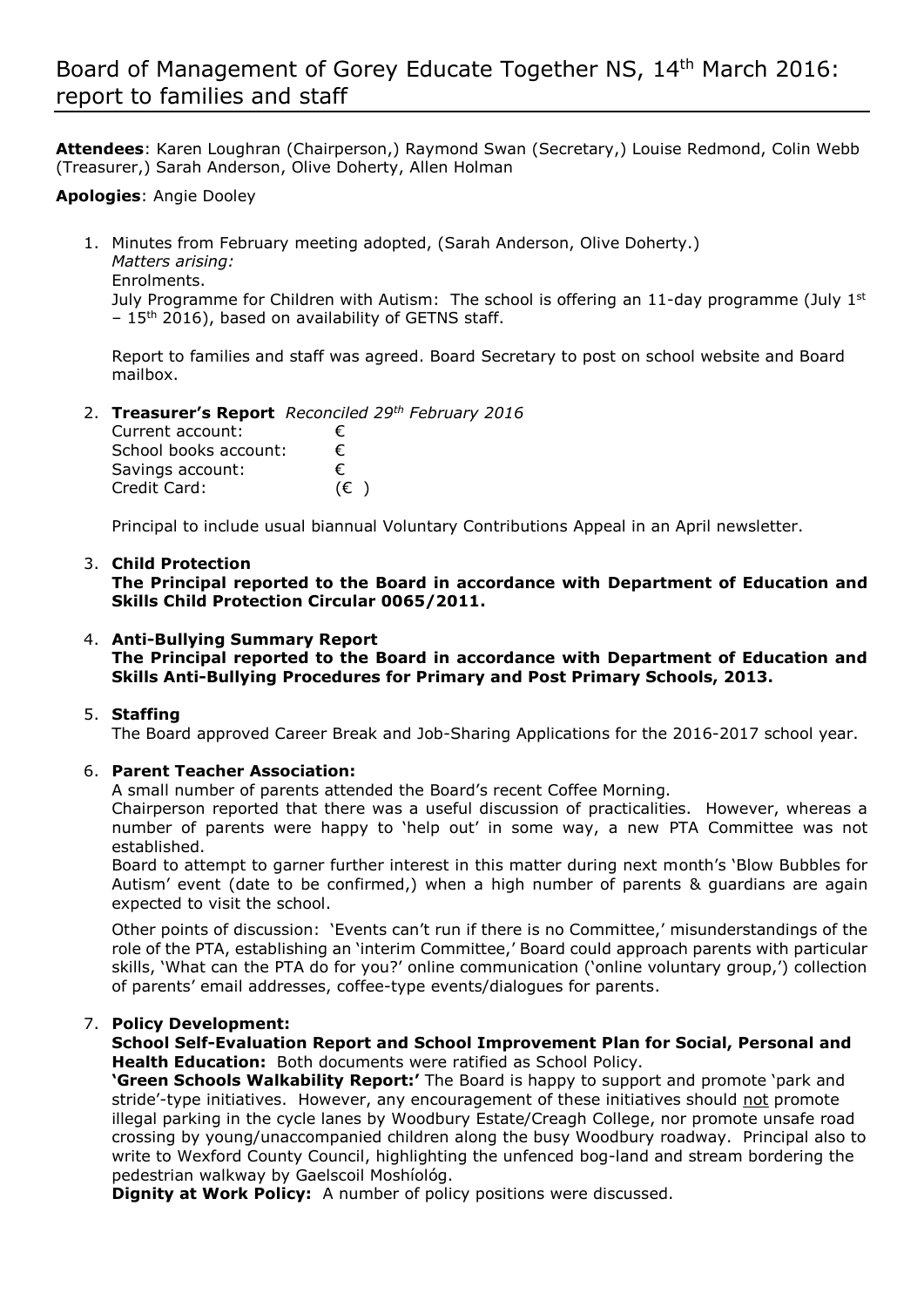# Board of Management of Gorey Educate Together NS, 14th March 2016: report to families and staff

**Attendees**: Karen Loughran (Chairperson,) Raymond Swan (Secretary,) Louise Redmond, Colin Webb (Treasurer,) Sarah Anderson, Olive Doherty, Allen Holman

**Apologies**: Angie Dooley

1. Minutes from February meeting adopted, (Sarah Anderson, Olive Doherty.)
   *Matters arising:*
   Enrolments.
   July Programme for Children with Autism: The school is offering an 11-day programme (July 1st – 15th 2016), based on availability of GETNS staff.

   Report to families and staff was agreed. Board Secretary to post on school website and Board mailbox.

2. **Treasurer's Report** *Reconciled 29th February 2016*

   | | |
   |---|---|
   | Current account: | € |
   | School books account: | € |
   | Savings account: | € |
   | Credit Card: | (€ ) |

   Principal to include usual biannual Voluntary Contributions Appeal in an April newsletter.

3. **Child Protection**
   **The Principal reported to the Board in accordance with Department of Education and Skills Child Protection Circular 0065/2011.**

4. **Anti-Bullying Summary Report**
   **The Principal reported to the Board in accordance with Department of Education and Skills Anti-Bullying Procedures for Primary and Post Primary Schools, 2013.**

5. **Staffing**
   The Board approved Career Break and Job-Sharing Applications for the 2016-2017 school year.

6. **Parent Teacher Association:**
   A small number of parents attended the Board's recent Coffee Morning.
   Chairperson reported that there was a useful discussion of practicalities. However, whereas a number of parents were happy to 'help out' in some way, a new PTA Committee was not established.
   Board to attempt to garner further interest in this matter during next month's 'Blow Bubbles for Autism' event (date to be confirmed,) when a high number of parents & guardians are again expected to visit the school.

   Other points of discussion: 'Events can't run if there is no Committee,' misunderstandings of the role of the PTA, establishing an 'interim Committee,' Board could approach parents with particular skills, 'What can the PTA do for you?' online communication ('online voluntary group,') collection of parents' email addresses, coffee-type events/dialogues for parents.

7. **Policy Development:**
   **School Self-Evaluation Report and School Improvement Plan for Social, Personal and Health Education:** Both documents were ratified as School Policy.
   **'Green Schools Walkability Report:'** The Board is happy to support and promote 'park and stride'-type initiatives. However, any encouragement of these initiatives should not promote illegal parking in the cycle lanes by Woodbury Estate/Creagh College, nor promote unsafe road crossing by young/unaccompanied children along the busy Woodbury roadway. Principal also to write to Wexford County Council, highlighting the unfenced bog-land and stream bordering the pedestrian walkway by Gaelscoil Moshíológ.
   **Dignity at Work Policy:** A number of policy positions were discussed.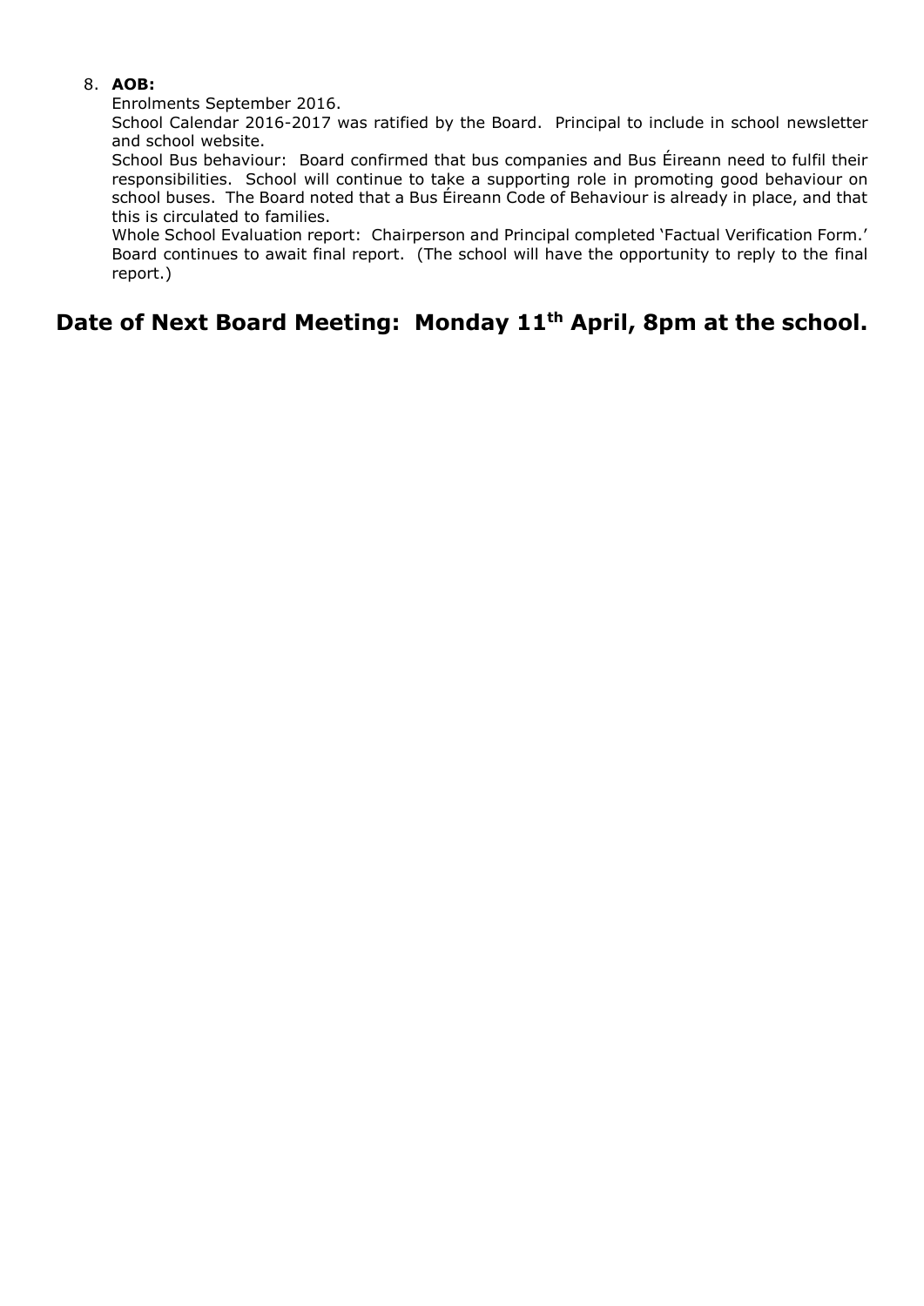8. **AOB:**

   Enrolments September 2016.

   School Calendar 2016-2017 was ratified by the Board. Principal to include in school newsletter and school website.

   School Bus behaviour: Board confirmed that bus companies and Bus Éireann need to fulfil their responsibilities. School will continue to take a supporting role in promoting good behaviour on school buses. The Board noted that a Bus Éireann Code of Behaviour is already in place, and that this is circulated to families.

   Whole School Evaluation report: Chairperson and Principal completed 'Factual Verification Form.' Board continues to await final report. (The school will have the opportunity to reply to the final report.)

## Date of Next Board Meeting: Monday 11th April, 8pm at the school.